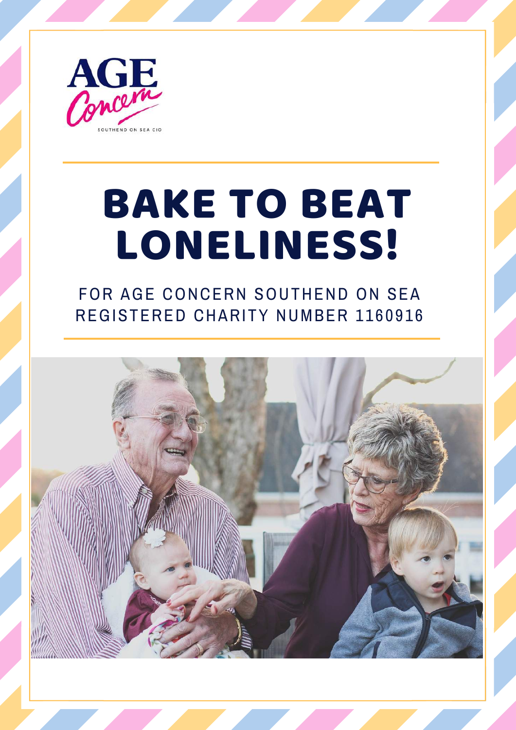AGE Concern

SOUTHEND ON SEA CIO

# BAKE TO BEAT LONELINESS!

FOR AGE CONCERN SOUTHEND ON SEA
REGISTERED CHARITY NUMBER 1160916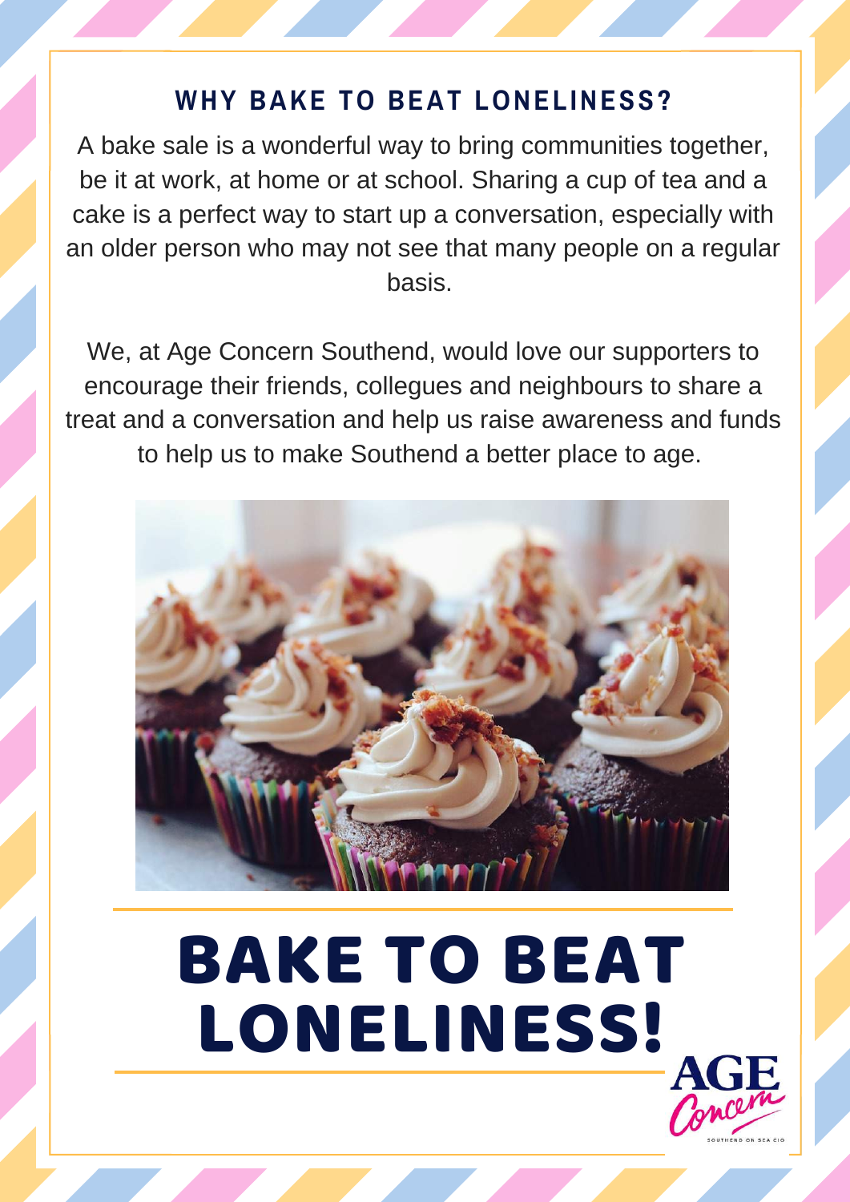## WHY BAKE TO BEAT LONELINESS?

A bake sale is a wonderful way to bring communities together, be it at work, at home or at school. Sharing a cup of tea and a cake is a perfect way to start up a conversation, especially with an older person who may not see that many people on a regular basis.

We, at Age Concern Southend, would love our supporters to encourage their friends, collegues and neighbours to share a treat and a conversation and help us raise awareness and funds to help us to make Southend a better place to age.

# BAKE TO BEAT LONELINESS!

AGE Concern

SOUTHEND ON SEA CIO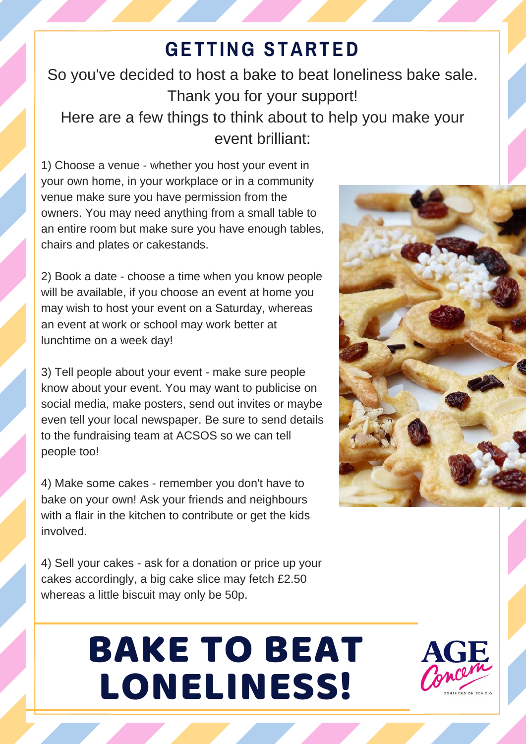## GETTING STARTED

So you've decided to host a bake to beat loneliness bake sale. Thank you for your support!
Here are a few things to think about to help you make your event brilliant:

1) Choose a venue - whether you host your event in your own home, in your workplace or in a community venue make sure you have permission from the owners. You may need anything from a small table to an entire room but make sure you have enough tables, chairs and plates or cakestands.

2) Book a date - choose a time when you know people will be available, if you choose an event at home you may wish to host your event on a Saturday, whereas an event at work or school may work better at lunchtime on a week day!

3) Tell people about your event - make sure people know about your event. You may want to publicise on social media, make posters, send out invites or maybe even tell your local newspaper. Be sure to send details to the fundraising team at ACSOS so we can tell people too!

4) Make some cakes - remember you don't have to bake on your own! Ask your friends and neighbours with a flair in the kitchen to contribute or get the kids involved.

4) Sell your cakes - ask for a donation or price up your cakes accordingly, a big cake slice may fetch £2.50 whereas a little biscuit may only be 50p.

# BAKE TO BEAT LONELINESS!

AGE Concern
SOUTHEND ON SEA CIO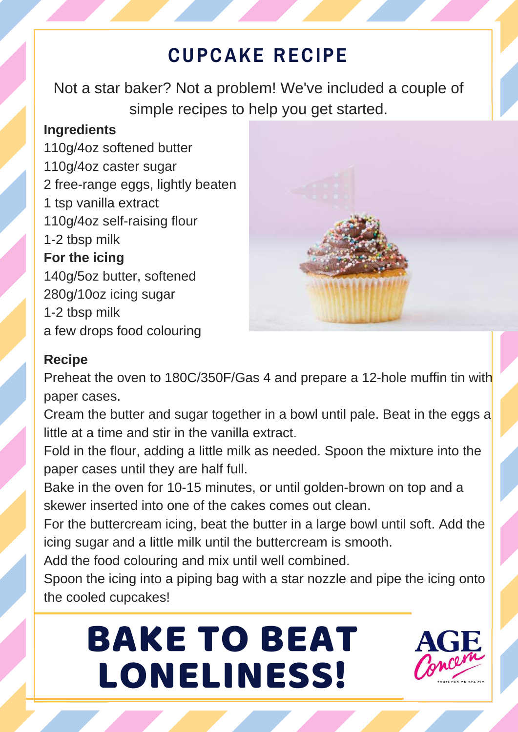# CUPCAKE RECIPE

Not a star baker? Not a problem! We've included a couple of simple recipes to help you get started.

**Ingredients**

110g/4oz softened butter
110g/4oz caster sugar
2 free-range eggs, lightly beaten
1 tsp vanilla extract
110g/4oz self-raising flour
1-2 tbsp milk

**For the icing**

140g/5oz butter, softened
280g/10oz icing sugar
1-2 tbsp milk
a few drops food colouring

**Recipe**

Preheat the oven to 180C/350F/Gas 4 and prepare a 12-hole muffin tin with paper cases.
Cream the butter and sugar together in a bowl until pale. Beat in the eggs a little at a time and stir in the vanilla extract.
Fold in the flour, adding a little milk as needed. Spoon the mixture into the paper cases until they are half full.
Bake in the oven for 10-15 minutes, or until golden-brown on top and a skewer inserted into one of the cakes comes out clean.
For the buttercream icing, beat the butter in a large bowl until soft. Add the icing sugar and a little milk until the buttercream is smooth.
Add the food colouring and mix until well combined.
Spoon the icing into a piping bag with a star nozzle and pipe the icing onto the cooled cupcakes!

# BAKE TO BEAT LONELINESS!

AGE Concern
SOUTHEND ON SEA CIO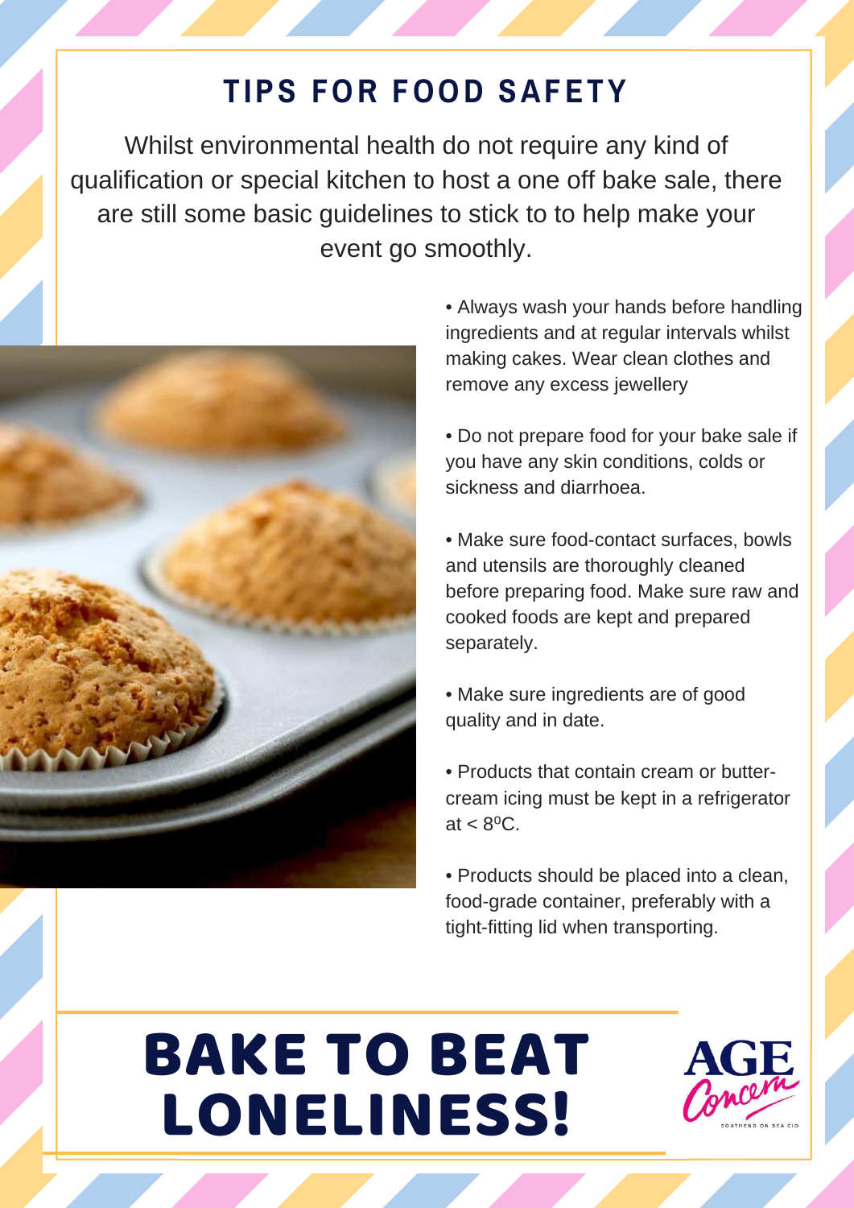# TIPS FOR FOOD SAFETY

Whilst environmental health do not require any kind of qualification or special kitchen to host a one off bake sale, there are still some basic guidelines to stick to to help make your event go smoothly.

- Always wash your hands before handling ingredients and at regular intervals whilst making cakes. Wear clean clothes and remove any excess jewellery
- Do not prepare food for your bake sale if you have any skin conditions, colds or sickness and diarrhoea.
- Make sure food-contact surfaces, bowls and utensils are thoroughly cleaned before preparing food. Make sure raw and cooked foods are kept and prepared separately.
- Make sure ingredients are of good quality and in date.
- Products that contain cream or butter-cream icing must be kept in a refrigerator at < $8^{o}$C.
- Products should be placed into a clean, food-grade container, preferably with a tight-fitting lid when transporting.

# BAKE TO BEAT LONELINESS!

AGE Concern

SOUTHEND ON SEA CIO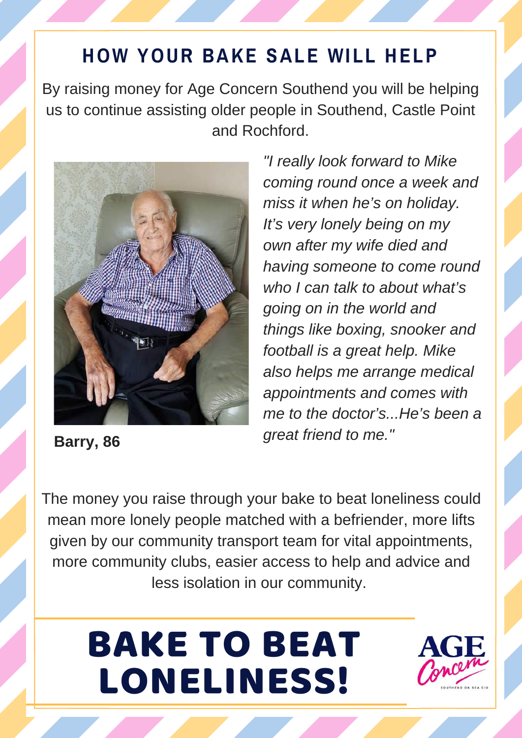## HOW YOUR BAKE SALE WILL HELP

By raising money for Age Concern Southend you will be helping us to continue assisting older people in Southend, Castle Point and Rochford.

*"I really look forward to Mike coming round once a week and miss it when he's on holiday. It's very lonely being on my own after my wife died and having someone to come round who I can talk to about what's going on in the world and things like boxing, snooker and football is a great help. Mike also helps me arrange medical appointments and comes with me to the doctor's...He's been a great friend to me."*

**Barry, 86**

The money you raise through your bake to beat loneliness could mean more lonely people matched with a befriender, more lifts given by our community transport team for vital appointments, more community clubs, easier access to help and advice and less isolation in our community.

# BAKE TO BEAT LONELINESS!

AGE Concern
SOUTHEND ON SEA CIO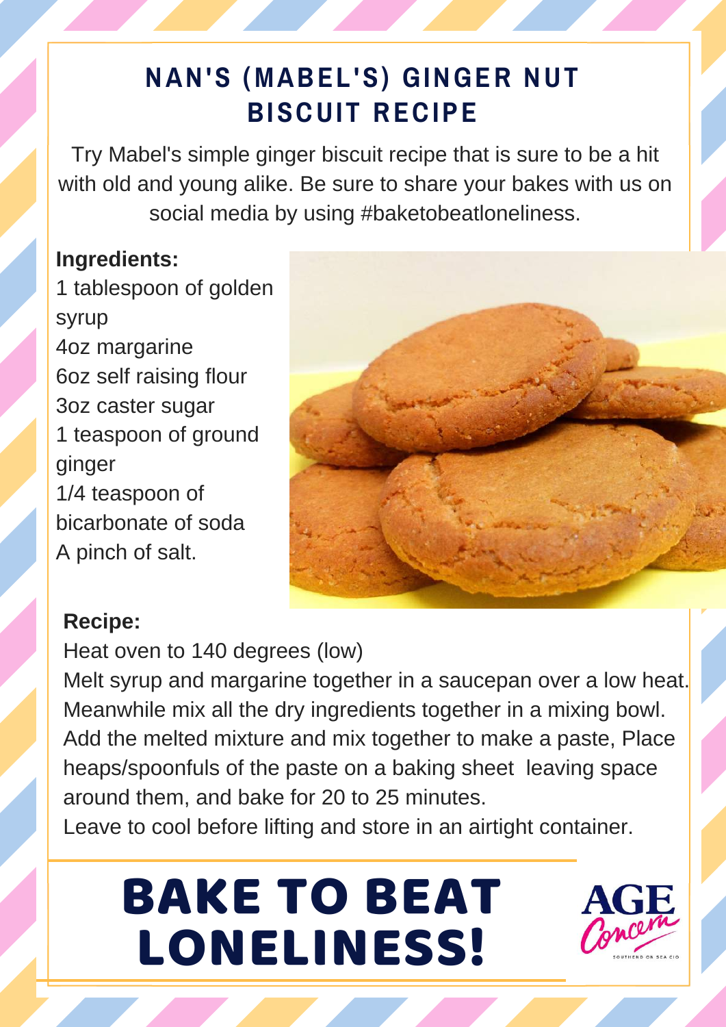# NAN'S (MABEL'S) GINGER NUT BISCUIT RECIPE

Try Mabel's simple ginger biscuit recipe that is sure to be a hit with old and young alike. Be sure to share your bakes with us on social media by using #baketobeatloneliness.

**Ingredients:**

1 tablespoon of golden syrup
4oz margarine
6oz self raising flour
3oz caster sugar
1 teaspoon of ground ginger
1/4 teaspoon of bicarbonate of soda
A pinch of salt.

**Recipe:**

Heat oven to 140 degrees (low)
Melt syrup and margarine together in a saucepan over a low heat.
Meanwhile mix all the dry ingredients together in a mixing bowl.
Add the melted mixture and mix together to make a paste, Place heaps/spoonfuls of the paste on a baking sheet leaving space around them, and bake for 20 to 25 minutes.
Leave to cool before lifting and store in an airtight container.

# BAKE TO BEAT LONELINESS!

AGE Concern
SOUTHEND ON SEA CIO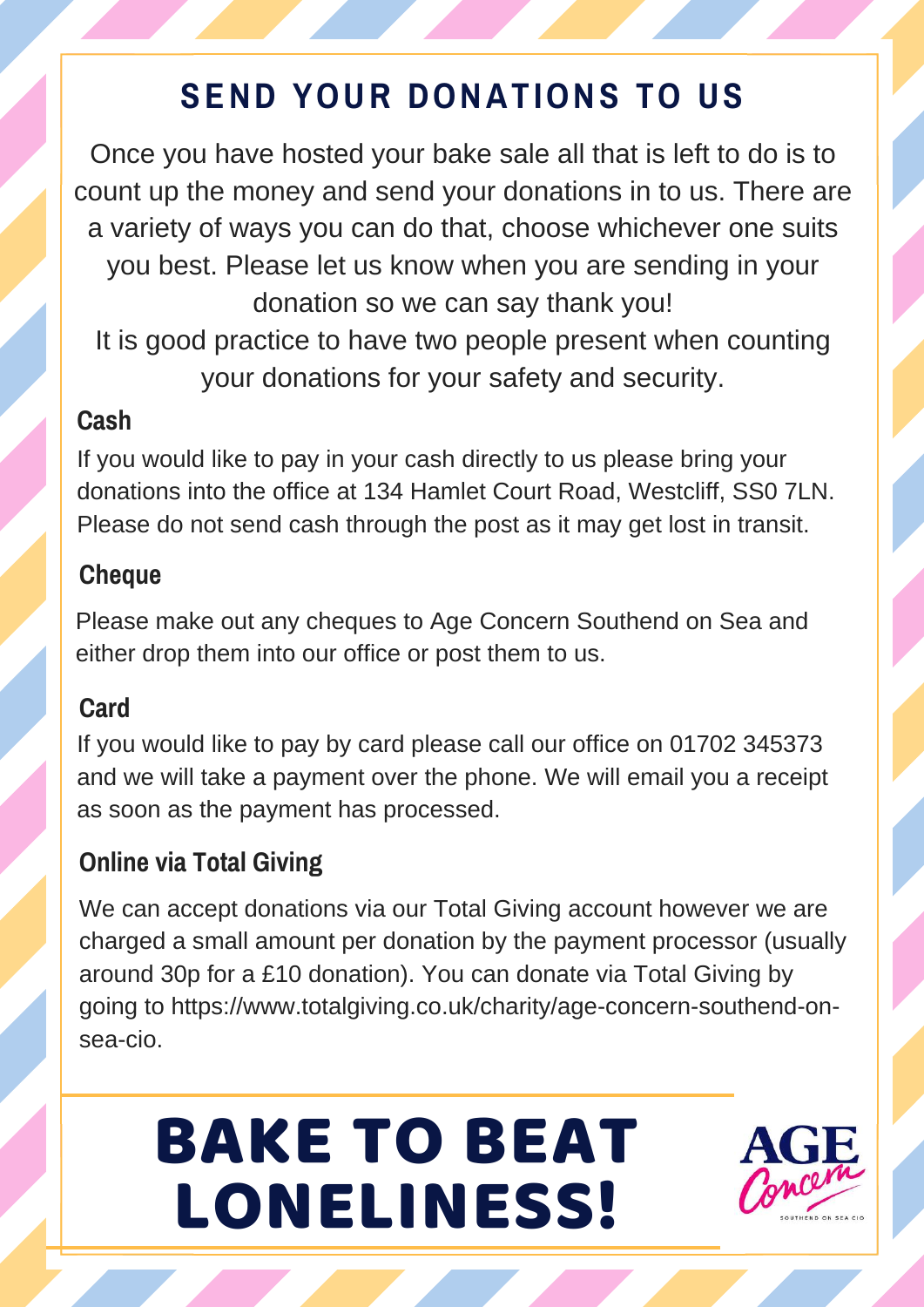# SEND YOUR DONATIONS TO US

Once you have hosted your bake sale all that is left to do is to count up the money and send your donations in to us. There are a variety of ways you can do that, choose whichever one suits you best. Please let us know when you are sending in your donation so we can say thank you!
It is good practice to have two people present when counting your donations for your safety and security.

## Cash

If you would like to pay in your cash directly to us please bring your donations into the office at 134 Hamlet Court Road, Westcliff, SS0 7LN. Please do not send cash through the post as it may get lost in transit.

## Cheque

Please make out any cheques to Age Concern Southend on Sea and either drop them into our office or post them to us.

## Card

If you would like to pay by card please call our office on 01702 345373 and we will take a payment over the phone. We will email you a receipt as soon as the payment has processed.

## Online via Total Giving

We can accept donations via our Total Giving account however we are charged a small amount per donation by the payment processor (usually around 30p for a £10 donation). You can donate via Total Giving by going to https://www.totalgiving.co.uk/charity/age-concern-southend-on-sea-cio.

# BAKE TO BEAT LONELINESS!

AGE Concern
SOUTHEND ON SEA CIO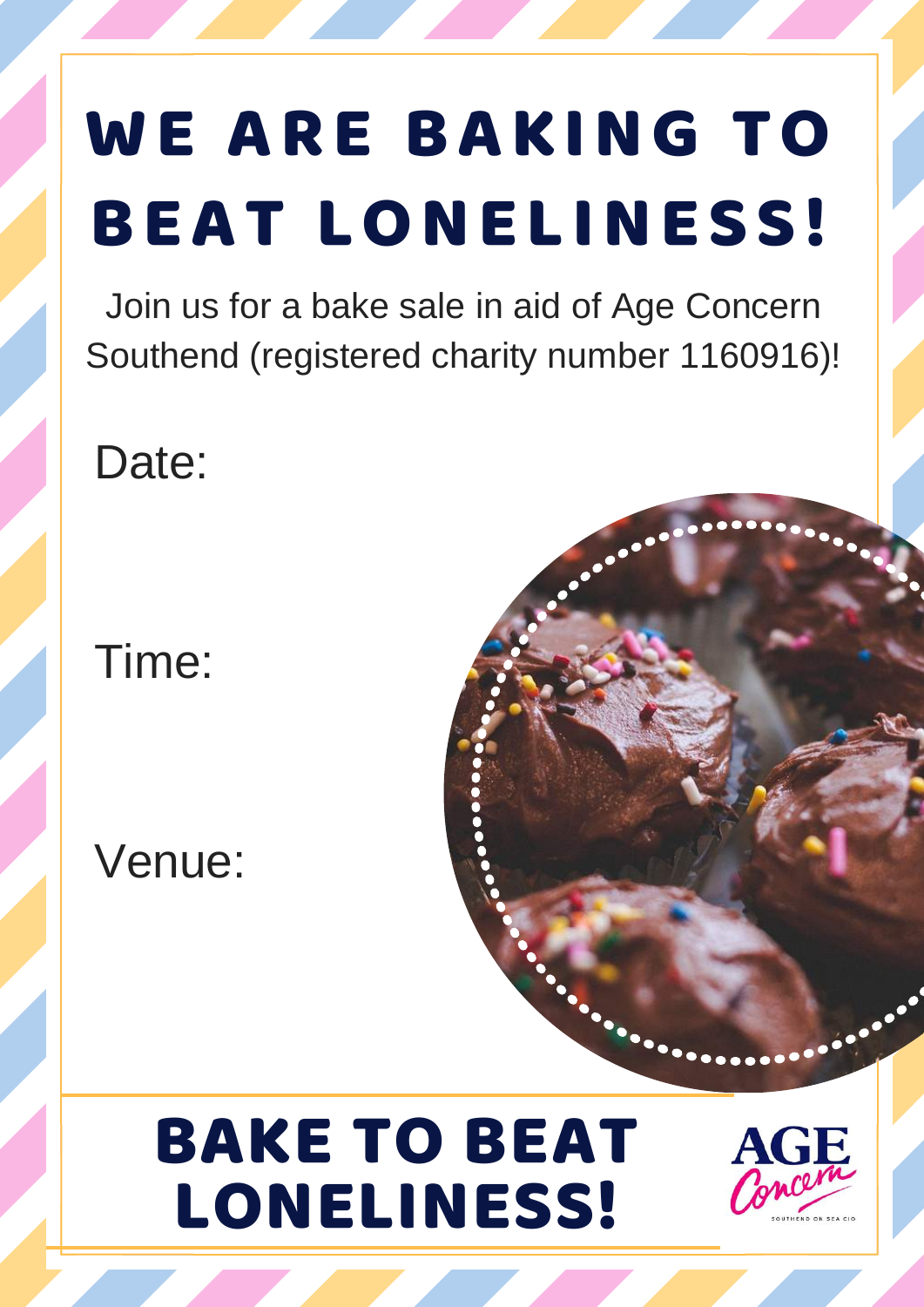# WE ARE BAKING TO BEAT LONELINESS!

Join us for a bake sale in aid of Age Concern Southend (registered charity number 1160916)!

Date:

Time:

Venue:

## BAKE TO BEAT LONELINESS!

AGE Concern

SOUTHEND ON SEA CIO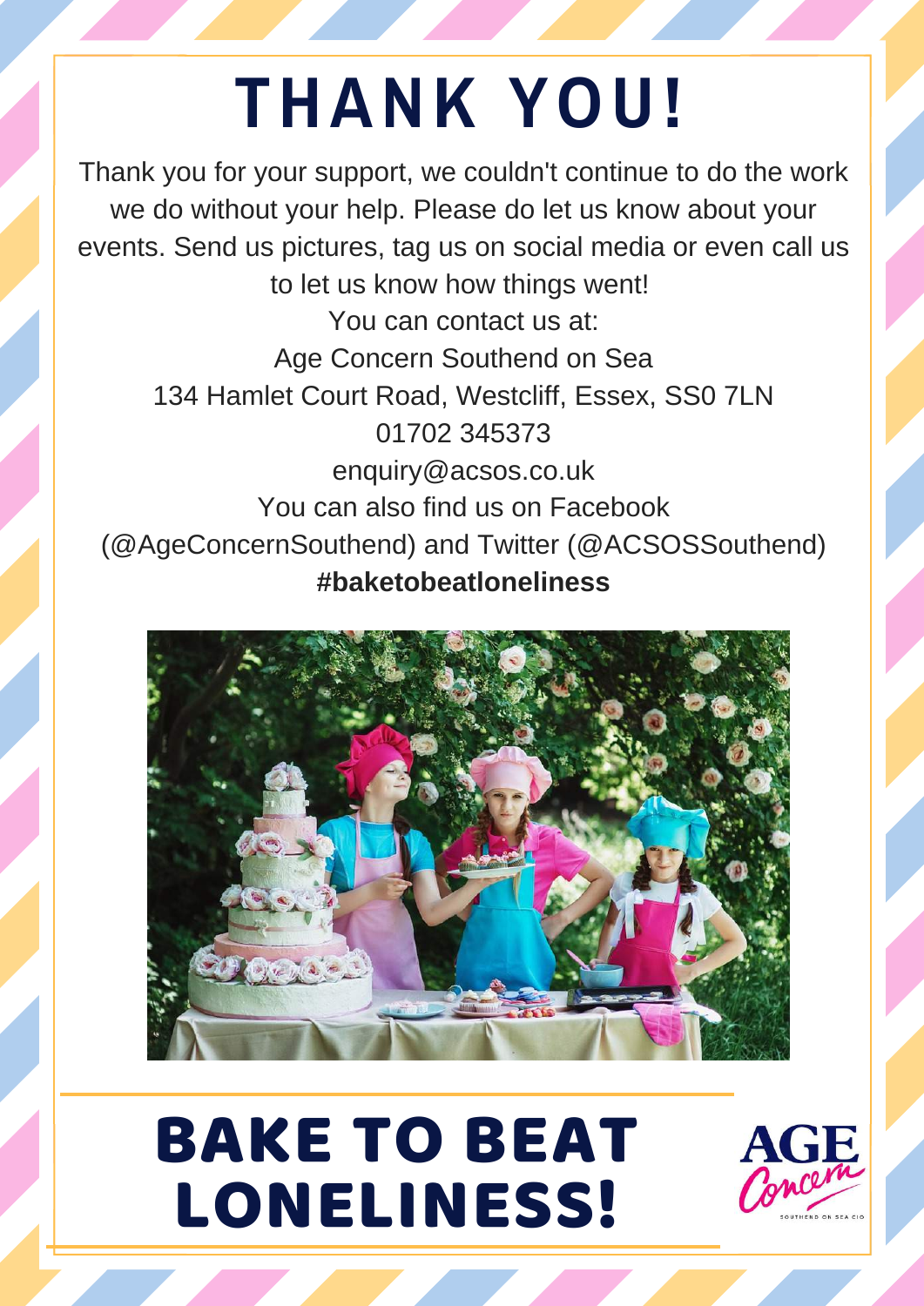# THANK YOU!

Thank you for your support, we couldn't continue to do the work we do without your help. Please do let us know about your events. Send us pictures, tag us on social media or even call us to let us know how things went!

You can contact us at:

Age Concern Southend on Sea

134 Hamlet Court Road, Westcliff, Essex, SS0 7LN

01702 345373

enquiry@acsos.co.uk

You can also find us on Facebook (@AgeConcernSouthend) and Twitter (@ACSOSSouthend)

**#baketobeatloneliness**

# BAKE TO BEAT LONELINESS!

AGE Concern

SOUTHEND ON SEA CIO